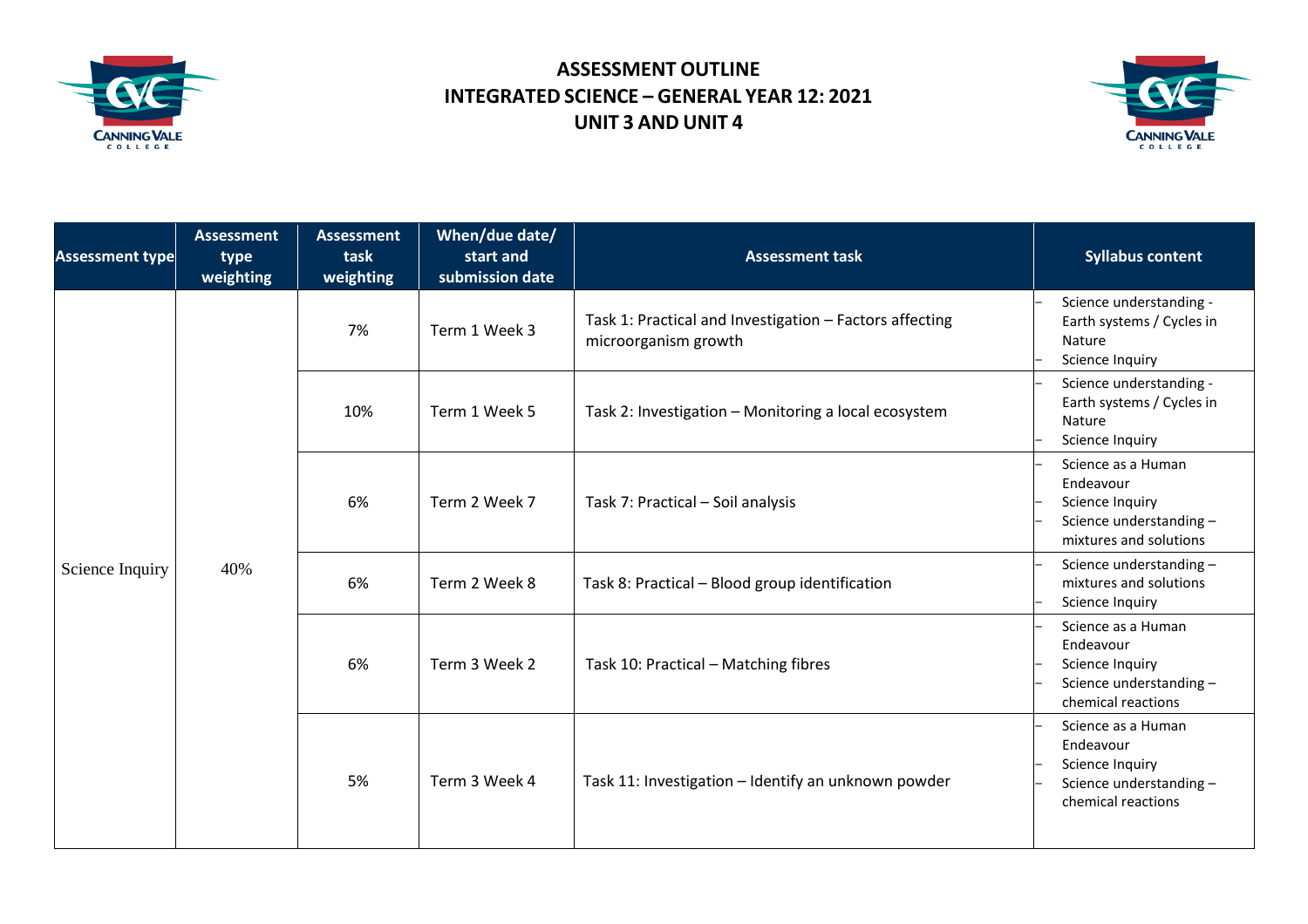# ASSESSMENT OUTLINE
## INTEGRATED SCIENCE – GENERAL YEAR 12: 2021
## UNIT 3 AND UNIT 4

| Assessment type | Assessment type weighting | Assessment task weighting | When/due date/ start and submission date | Assessment task | Syllabus content |
|---|---|---|---|---|---|
| Science Inquiry | 40% | 7% | Term 1 Week 3 | Task 1: Practical and Investigation – Factors affecting microorganism growth | – Science understanding - Earth systems / Cycles in Nature<br>– Science Inquiry |
| | | 10% | Term 1 Week 5 | Task 2: Investigation – Monitoring a local ecosystem | – Science understanding - Earth systems / Cycles in Nature<br>– Science Inquiry |
| | | 6% | Term 2 Week 7 | Task 7: Practical – Soil analysis | – Science as a Human Endeavour<br>– Science Inquiry<br>– Science understanding – mixtures and solutions |
| | | 6% | Term 2 Week 8 | Task 8: Practical – Blood group identification | – Science understanding – mixtures and solutions<br>– Science Inquiry |
| | | 6% | Term 3 Week 2 | Task 10: Practical – Matching fibres | – Science as a Human Endeavour<br>– Science Inquiry<br>– Science understanding – chemical reactions |
| | | 5% | Term 3 Week 4 | Task 11: Investigation – Identify an unknown powder | – Science as a Human Endeavour<br>– Science Inquiry<br>– Science understanding – chemical reactions |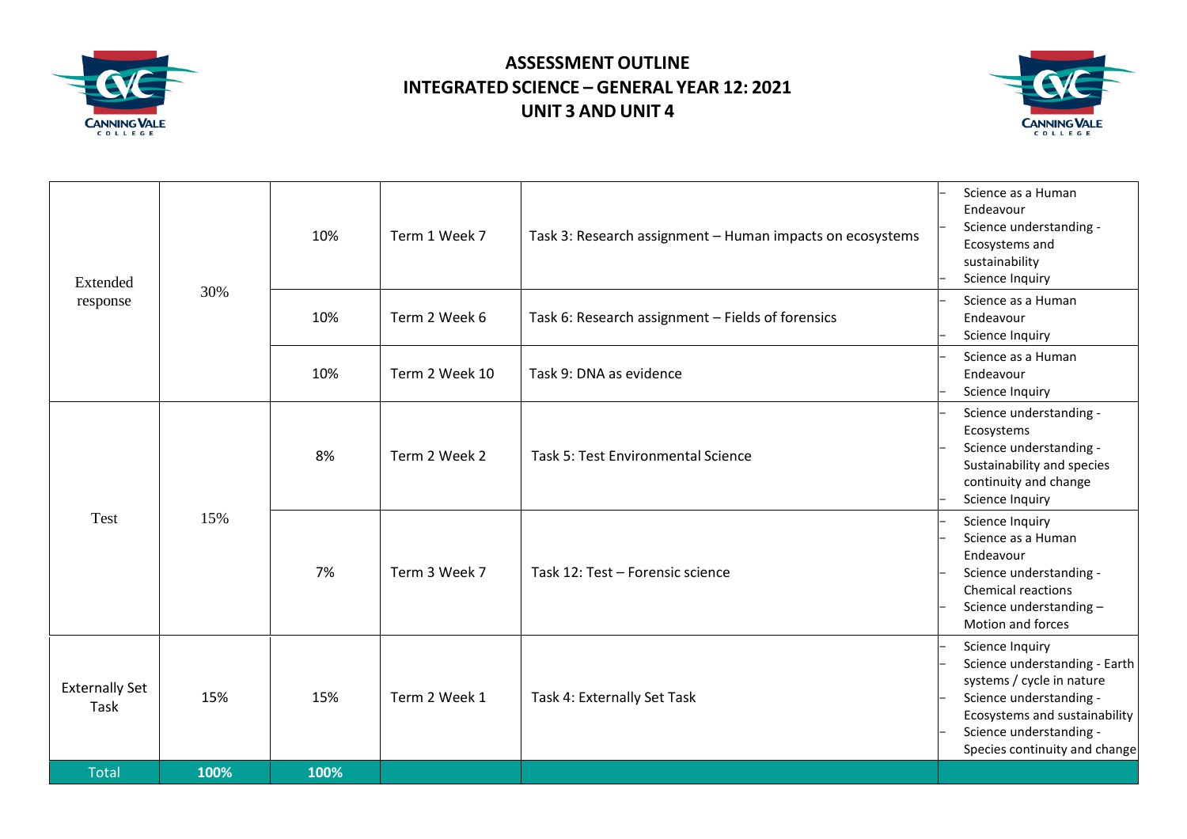# ASSESSMENT OUTLINE
# INTEGRATED SCIENCE – GENERAL YEAR 12: 2021
# UNIT 3 AND UNIT 4

| | | | | | |
|---|---|---|---|---|---|
| Extended response | 30% | 10% | Term 1 Week 7 | Task 3: Research assignment – Human impacts on ecosystems | – Science as a Human Endeavour<br>– Science understanding - Ecosystems and sustainability<br>– Science Inquiry |
| | | 10% | Term 2 Week 6 | Task 6: Research assignment – Fields of forensics | – Science as a Human Endeavour<br>– Science Inquiry |
| | | 10% | Term 2 Week 10 | Task 9: DNA as evidence | – Science as a Human Endeavour<br>– Science Inquiry |
| Test | 15% | 8% | Term 2 Week 2 | Task 5: Test Environmental Science | – Science understanding - Ecosystems<br>– Science understanding - Sustainability and species continuity and change<br>– Science Inquiry |
| | | 7% | Term 3 Week 7 | Task 12: Test – Forensic science | – Science Inquiry<br>– Science as a Human Endeavour<br>– Science understanding - Chemical reactions<br>– Science understanding – Motion and forces |
| Externally Set Task | 15% | 15% | Term 2 Week 1 | Task 4: Externally Set Task | – Science Inquiry<br>– Science understanding - Earth systems / cycle in nature<br>– Science understanding - Ecosystems and sustainability<br>– Science understanding - Species continuity and change |
| Total | **100%** | **100%** | | | |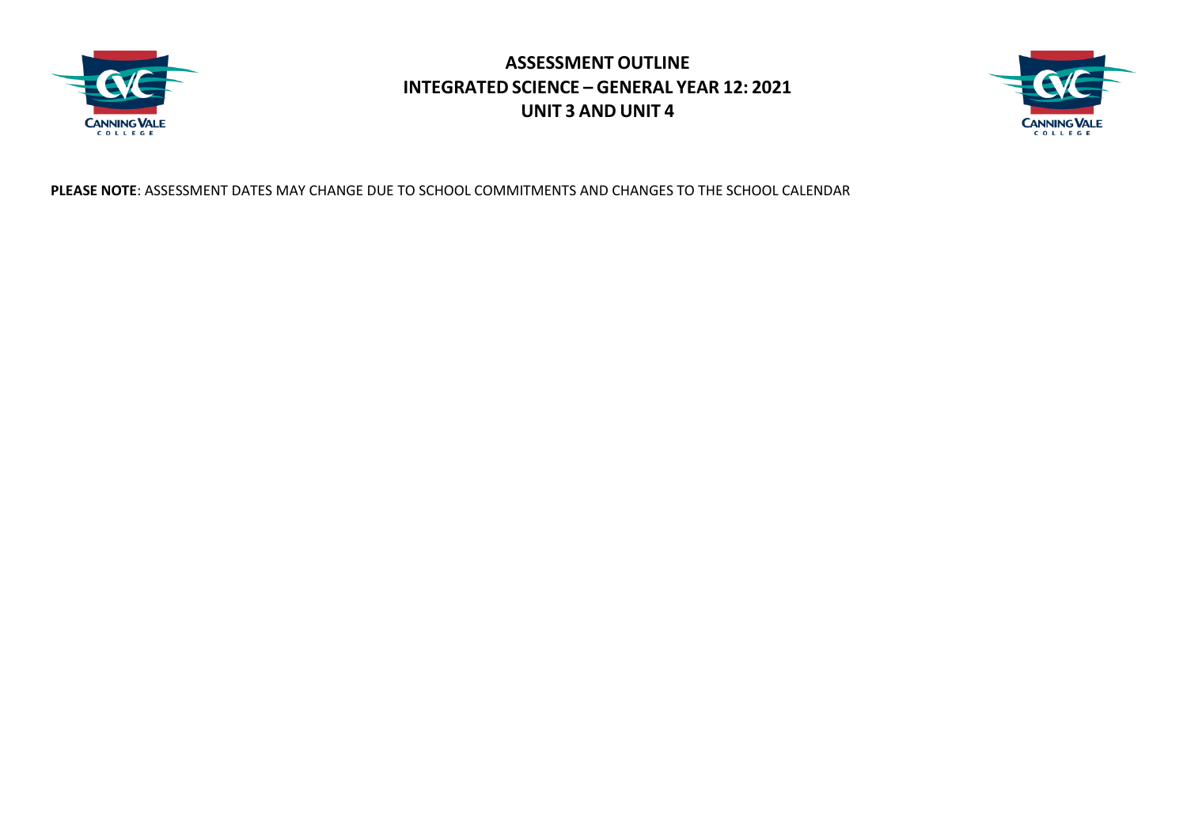# ASSESSMENT OUTLINE
# INTEGRATED SCIENCE – GENERAL YEAR 12: 2021
# UNIT 3 AND UNIT 4

**PLEASE NOTE**: ASSESSMENT DATES MAY CHANGE DUE TO SCHOOL COMMITMENTS AND CHANGES TO THE SCHOOL CALENDAR